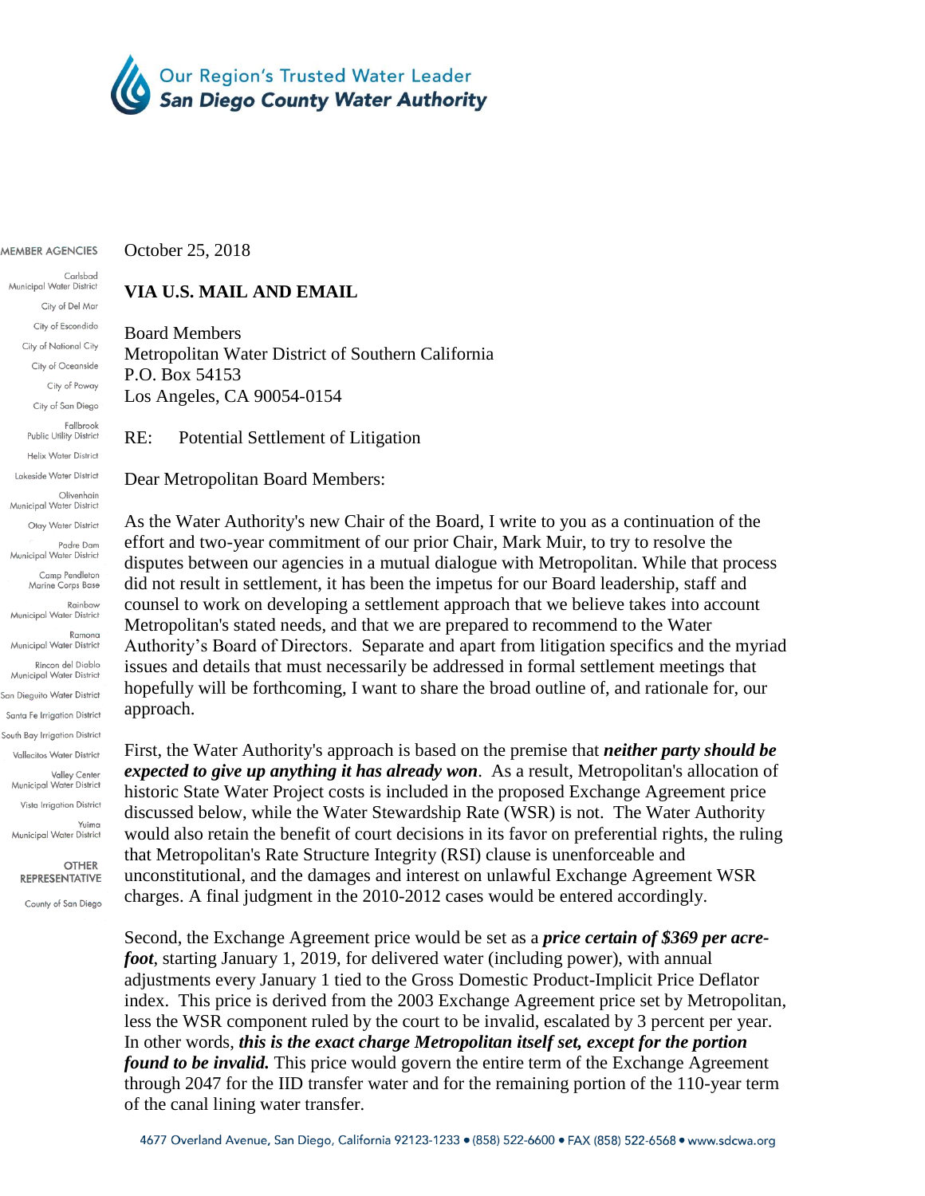**Our Region's Trusted Water Leader**
***San Diego County Water Authority***

MEMBER AGENCIES

Carlsbad Municipal Water District
City of Del Mar
City of Escondido
City of National City
City of Oceanside
City of Poway
City of San Diego
Fallbrook Public Utility District
Helix Water District
Lakeside Water District
Olivenhain Municipal Water District
Otay Water District
Padre Dam Municipal Water District
Camp Pendleton Marine Corps Base
Rainbow Municipal Water District
Ramona Municipal Water District
Rincon del Diablo Municipal Water District
San Dieguito Water District
Santa Fe Irrigation District
South Bay Irrigation District
Vallecitos Water District
Valley Center Municipal Water District
Vista Irrigation District
Yuima Municipal Water District

OTHER REPRESENTATIVE

County of San Diego

October 25, 2018

**VIA U.S. MAIL AND EMAIL**

Board Members
Metropolitan Water District of Southern California
P.O. Box 54153
Los Angeles, CA 90054-0154

RE: Potential Settlement of Litigation

Dear Metropolitan Board Members:

As the Water Authority's new Chair of the Board, I write to you as a continuation of the effort and two-year commitment of our prior Chair, Mark Muir, to try to resolve the disputes between our agencies in a mutual dialogue with Metropolitan. While that process did not result in settlement, it has been the impetus for our Board leadership, staff and counsel to work on developing a settlement approach that we believe takes into account Metropolitan's stated needs, and that we are prepared to recommend to the Water Authority's Board of Directors. Separate and apart from litigation specifics and the myriad issues and details that must necessarily be addressed in formal settlement meetings that hopefully will be forthcoming, I want to share the broad outline of, and rationale for, our approach.

First, the Water Authority's approach is based on the premise that ***neither party should be expected to give up anything it has already won***. As a result, Metropolitan's allocation of historic State Water Project costs is included in the proposed Exchange Agreement price discussed below, while the Water Stewardship Rate (WSR) is not. The Water Authority would also retain the benefit of court decisions in its favor on preferential rights, the ruling that Metropolitan's Rate Structure Integrity (RSI) clause is unenforceable and unconstitutional, and the damages and interest on unlawful Exchange Agreement WSR charges. A final judgment in the 2010-2012 cases would be entered accordingly.

Second, the Exchange Agreement price would be set as a ***price certain of $369 per acre-foot***, starting January 1, 2019, for delivered water (including power), with annual adjustments every January 1 tied to the Gross Domestic Product-Implicit Price Deflator index. This price is derived from the 2003 Exchange Agreement price set by Metropolitan, less the WSR component ruled by the court to be invalid, escalated by 3 percent per year. In other words, ***this is the exact charge Metropolitan itself set, except for the portion found to be invalid.*** This price would govern the entire term of the Exchange Agreement through 2047 for the IID transfer water and for the remaining portion of the 110-year term of the canal lining water transfer.

4677 Overland Avenue, San Diego, California 92123-1233 • (858) 522-6600 • FAX (858) 522-6568 • www.sdcwa.org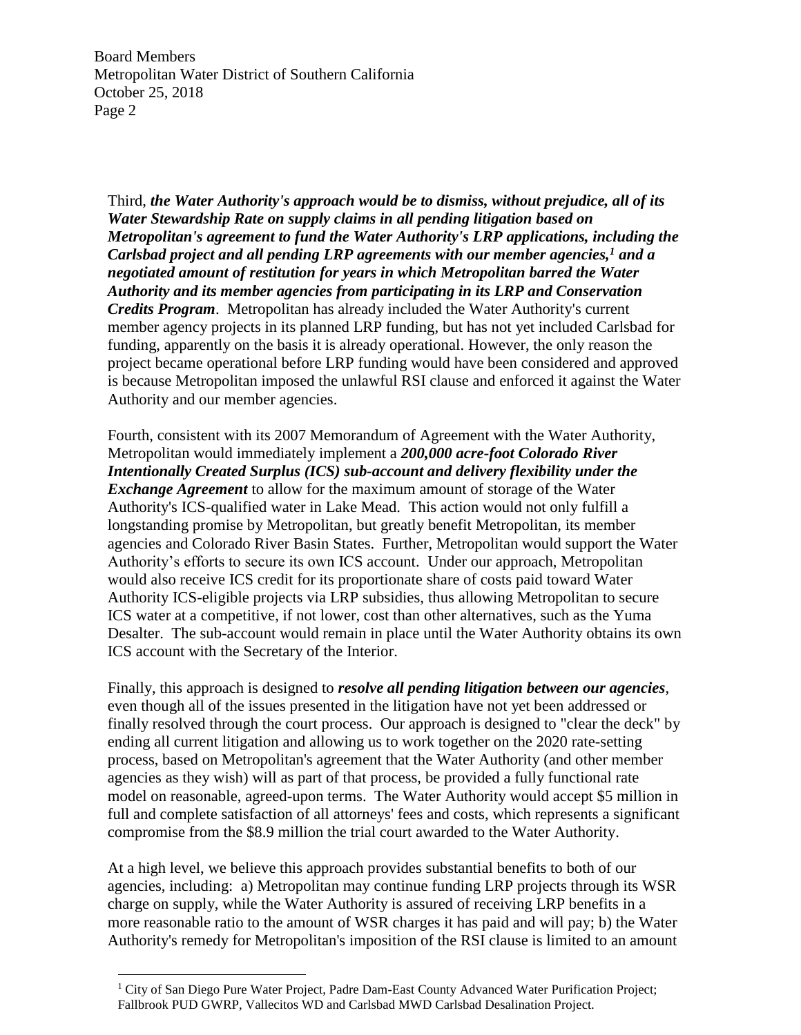Third, ***the Water Authority's approach would be to dismiss, without prejudice, all of its Water Stewardship Rate on supply claims in all pending litigation based on Metropolitan's agreement to fund the Water Authority's LRP applications, including the Carlsbad project and all pending LRP agreements with our member agencies,[1] and a negotiated amount of restitution for years in which Metropolitan barred the Water Authority and its member agencies from participating in its LRP and Conservation Credits Program***. Metropolitan has already included the Water Authority's current member agency projects in its planned LRP funding, but has not yet included Carlsbad for funding, apparently on the basis it is already operational. However, the only reason the project became operational before LRP funding would have been considered and approved is because Metropolitan imposed the unlawful RSI clause and enforced it against the Water Authority and our member agencies.

Fourth, consistent with its 2007 Memorandum of Agreement with the Water Authority, Metropolitan would immediately implement a ***200,000 acre-foot Colorado River Intentionally Created Surplus (ICS) sub-account and delivery flexibility under the Exchange Agreement*** to allow for the maximum amount of storage of the Water Authority's ICS-qualified water in Lake Mead. This action would not only fulfill a longstanding promise by Metropolitan, but greatly benefit Metropolitan, its member agencies and Colorado River Basin States. Further, Metropolitan would support the Water Authority's efforts to secure its own ICS account. Under our approach, Metropolitan would also receive ICS credit for its proportionate share of costs paid toward Water Authority ICS-eligible projects via LRP subsidies, thus allowing Metropolitan to secure ICS water at a competitive, if not lower, cost than other alternatives, such as the Yuma Desalter. The sub-account would remain in place until the Water Authority obtains its own ICS account with the Secretary of the Interior.

Finally, this approach is designed to ***resolve all pending litigation between our agencies***, even though all of the issues presented in the litigation have not yet been addressed or finally resolved through the court process. Our approach is designed to "clear the deck" by ending all current litigation and allowing us to work together on the 2020 rate-setting process, based on Metropolitan's agreement that the Water Authority (and other member agencies as they wish) will as part of that process, be provided a fully functional rate model on reasonable, agreed-upon terms. The Water Authority would accept $5 million in full and complete satisfaction of all attorneys' fees and costs, which represents a significant compromise from the $8.9 million the trial court awarded to the Water Authority.

At a high level, we believe this approach provides substantial benefits to both of our agencies, including: a) Metropolitan may continue funding LRP projects through its WSR charge on supply, while the Water Authority is assured of receiving LRP benefits in a more reasonable ratio to the amount of WSR charges it has paid and will pay; b) the Water Authority's remedy for Metropolitan's imposition of the RSI clause is limited to an amount

[1] City of San Diego Pure Water Project, Padre Dam-East County Advanced Water Purification Project; Fallbrook PUD GWRP, Vallecitos WD and Carlsbad MWD Carlsbad Desalination Project.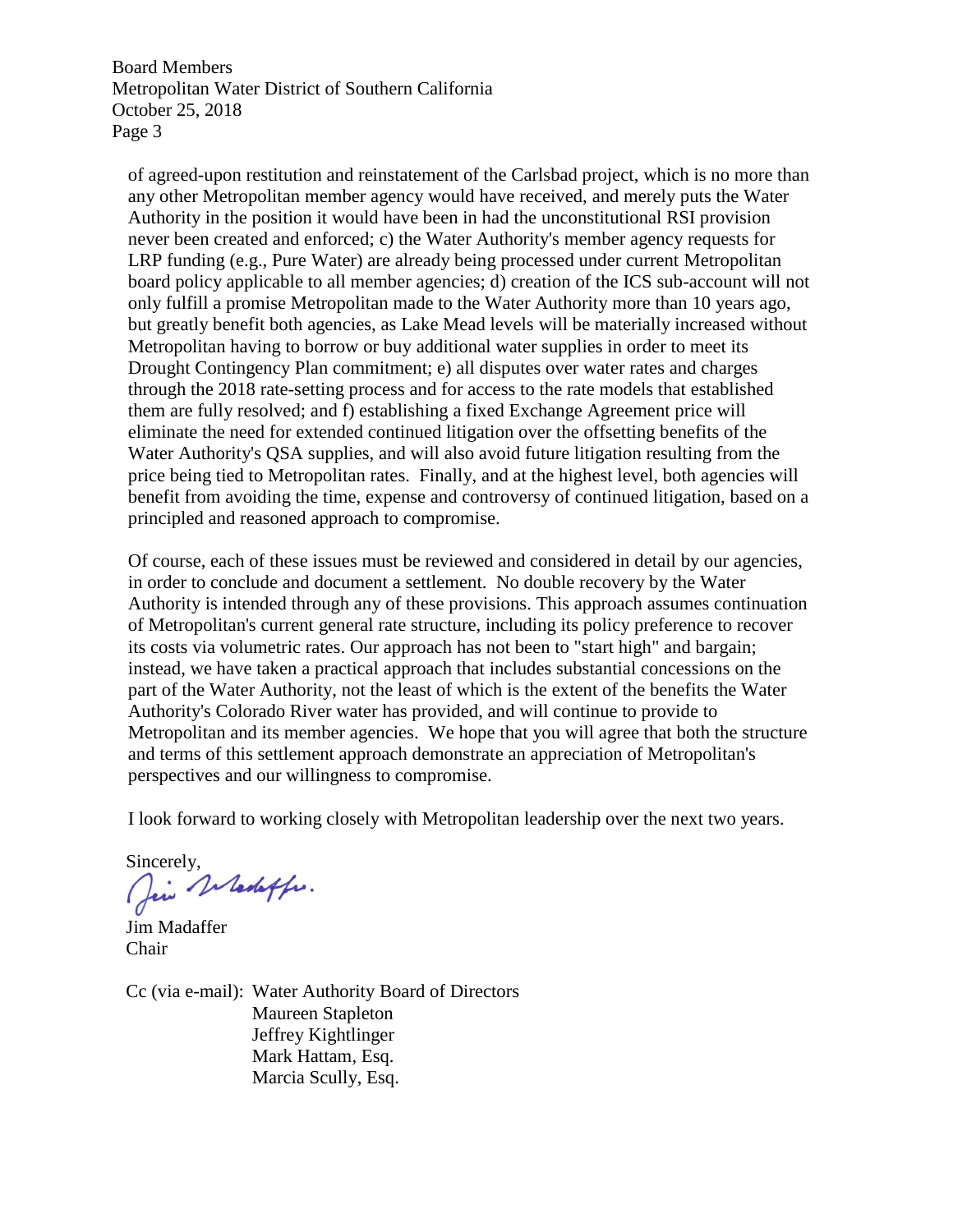of agreed-upon restitution and reinstatement of the Carlsbad project, which is no more than any other Metropolitan member agency would have received, and merely puts the Water Authority in the position it would have been in had the unconstitutional RSI provision never been created and enforced; c) the Water Authority's member agency requests for LRP funding (e.g., Pure Water) are already being processed under current Metropolitan board policy applicable to all member agencies; d) creation of the ICS sub-account will not only fulfill a promise Metropolitan made to the Water Authority more than 10 years ago, but greatly benefit both agencies, as Lake Mead levels will be materially increased without Metropolitan having to borrow or buy additional water supplies in order to meet its Drought Contingency Plan commitment; e) all disputes over water rates and charges through the 2018 rate-setting process and for access to the rate models that established them are fully resolved; and f) establishing a fixed Exchange Agreement price will eliminate the need for extended continued litigation over the offsetting benefits of the Water Authority's QSA supplies, and will also avoid future litigation resulting from the price being tied to Metropolitan rates. Finally, and at the highest level, both agencies will benefit from avoiding the time, expense and controversy of continued litigation, based on a principled and reasoned approach to compromise.

Of course, each of these issues must be reviewed and considered in detail by our agencies, in order to conclude and document a settlement. No double recovery by the Water Authority is intended through any of these provisions. This approach assumes continuation of Metropolitan's current general rate structure, including its policy preference to recover its costs via volumetric rates. Our approach has not been to "start high" and bargain; instead, we have taken a practical approach that includes substantial concessions on the part of the Water Authority, not the least of which is the extent of the benefits the Water Authority's Colorado River water has provided, and will continue to provide to Metropolitan and its member agencies. We hope that you will agree that both the structure and terms of this settlement approach demonstrate an appreciation of Metropolitan's perspectives and our willingness to compromise.

I look forward to working closely with Metropolitan leadership over the next two years.

Sincerely,

Jim Madaffer
Chair

Cc (via e-mail): Water Authority Board of Directors
Maureen Stapleton
Jeffrey Kightlinger
Mark Hattam, Esq.
Marcia Scully, Esq.